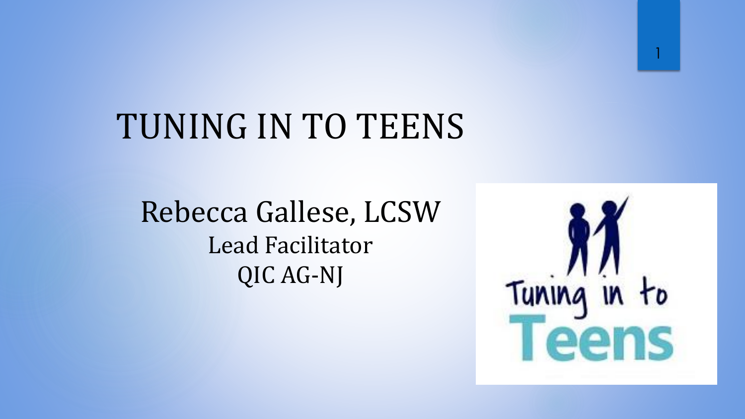# TUNING IN TO TEENS

Rebecca Gallese, LCSW

Lead Facilitator

QIC AG-NJ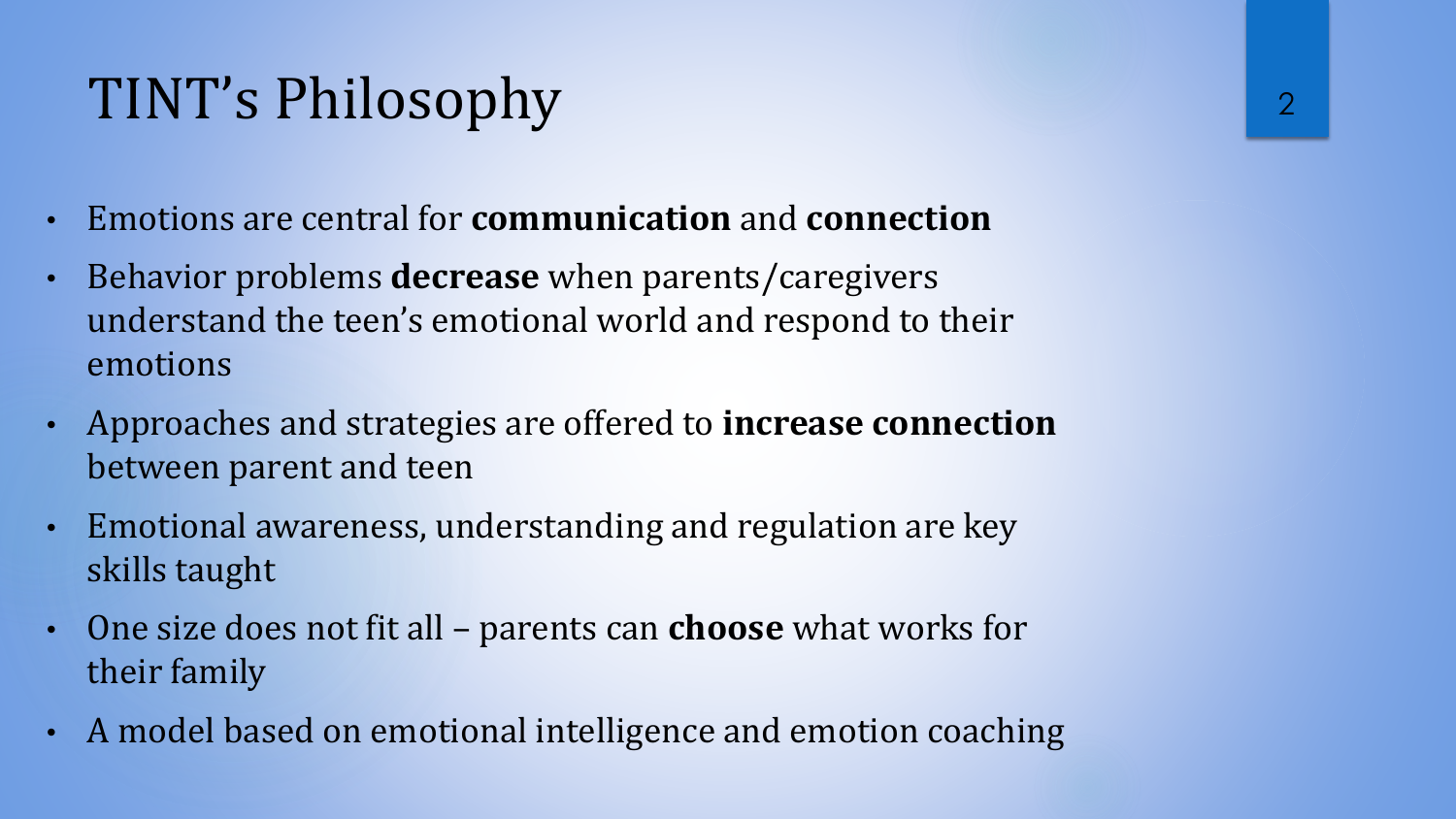# TINT's Philosophy

- Emotions are central for **communication** and **connection**
- Behavior problems **decrease** when parents/caregivers understand the teen's emotional world and respond to their emotions
- Approaches and strategies are offered to **increase connection** between parent and teen
- Emotional awareness, understanding and regulation are key skills taught
- One size does not fit all – parents can **choose** what works for their family
- A model based on emotional intelligence and emotion coaching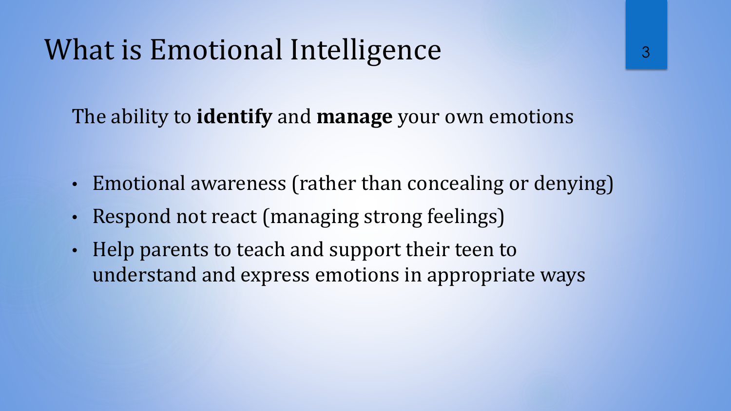# What is Emotional Intelligence

The ability to **identify** and **manage** your own emotions

- Emotional awareness (rather than concealing or denying)
- Respond not react (managing strong feelings)
- Help parents to teach and support their teen to understand and express emotions in appropriate ways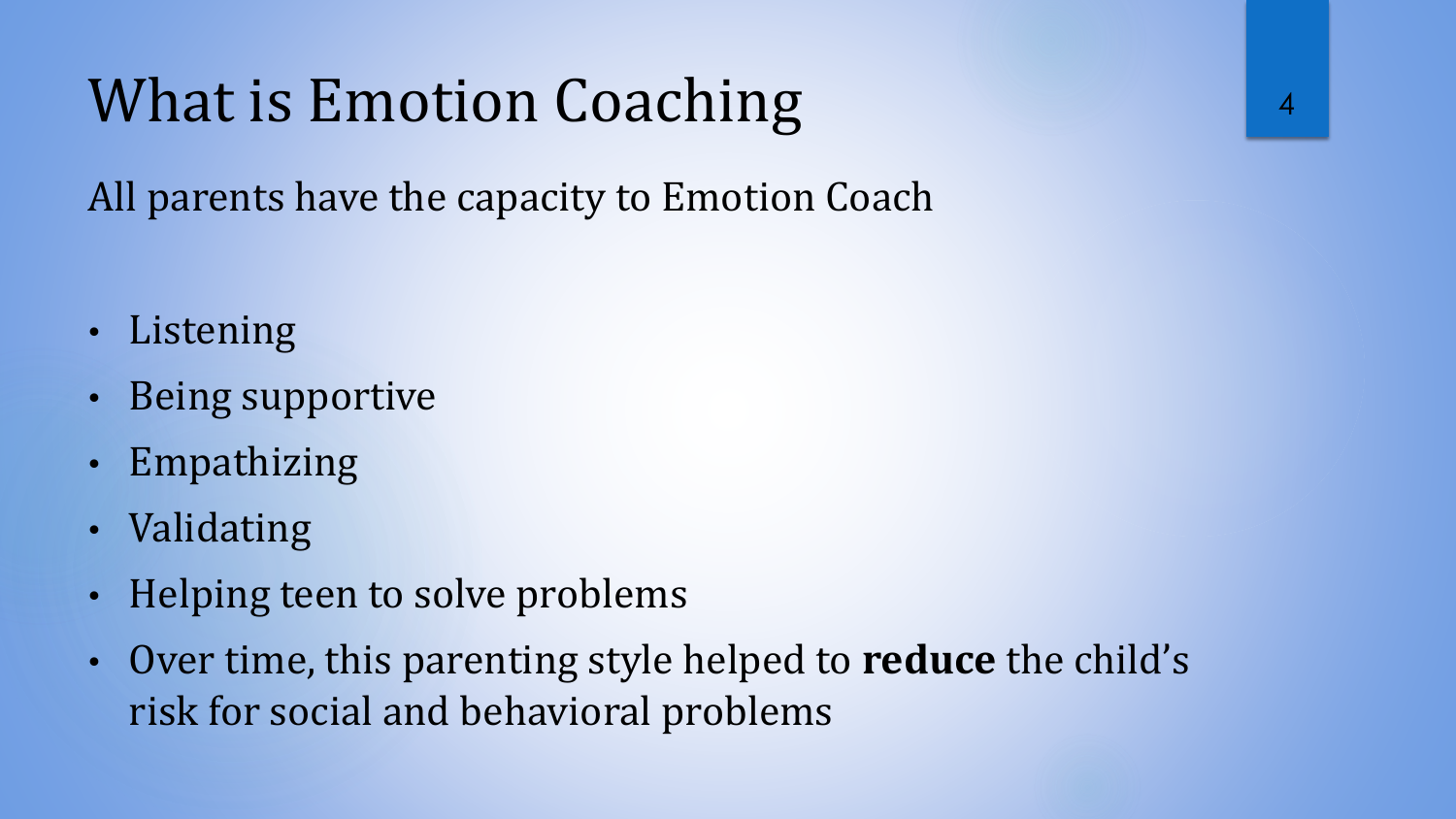# What is Emotion Coaching

All parents have the capacity to Emotion Coach

- Listening
- Being supportive
- Empathizing
- Validating
- Helping teen to solve problems
- Over time, this parenting style helped to **reduce** the child's risk for social and behavioral problems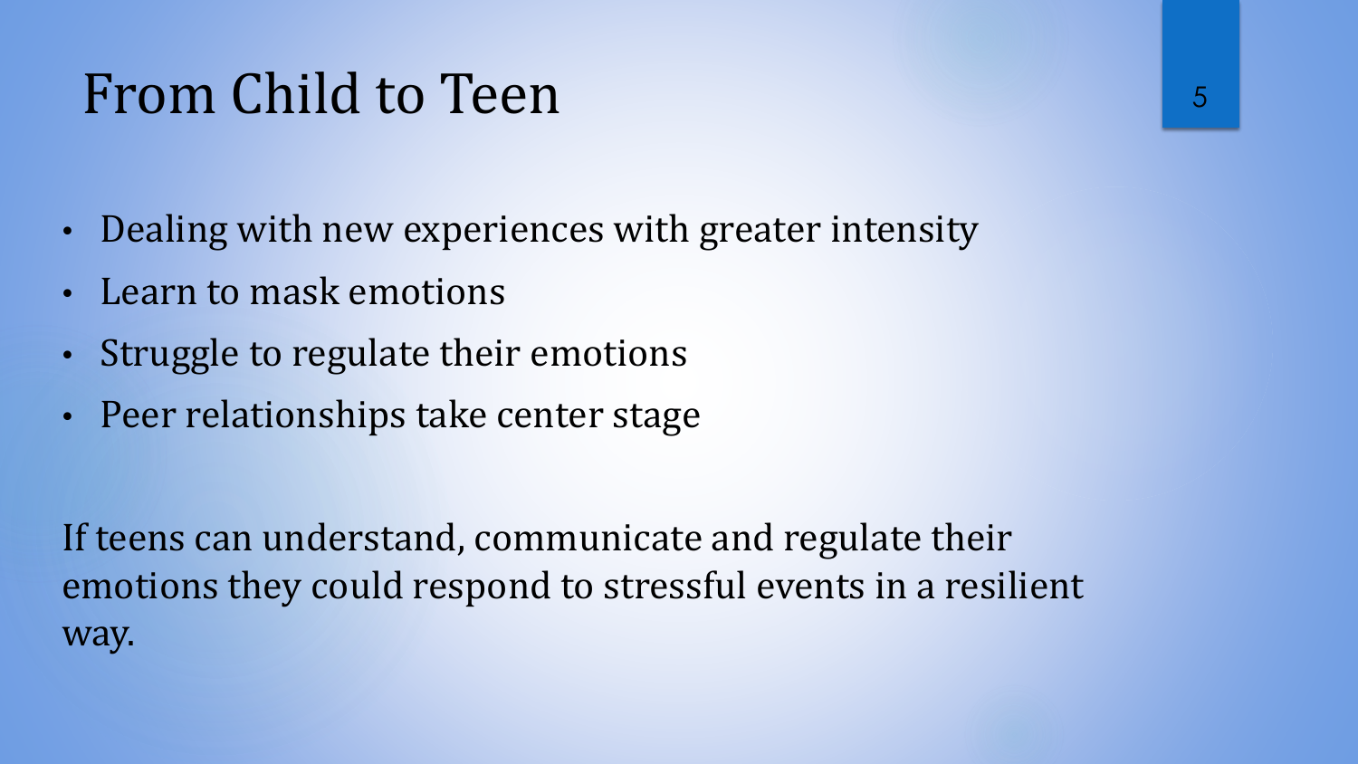# From Child to Teen

- Dealing with new experiences with greater intensity
- Learn to mask emotions
- Struggle to regulate their emotions
- Peer relationships take center stage

If teens can understand, communicate and regulate their emotions they could respond to stressful events in a resilient way.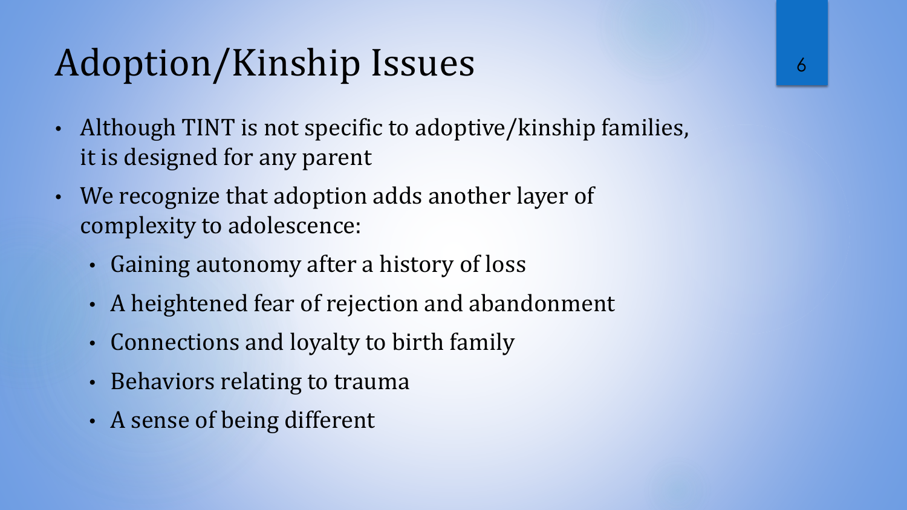# Adoption/Kinship Issues

- Although TINT is not specific to adoptive/kinship families, it is designed for any parent
- We recognize that adoption adds another layer of complexity to adolescence:
  - Gaining autonomy after a history of loss
  - A heightened fear of rejection and abandonment
  - Connections and loyalty to birth family
  - Behaviors relating to trauma
  - A sense of being different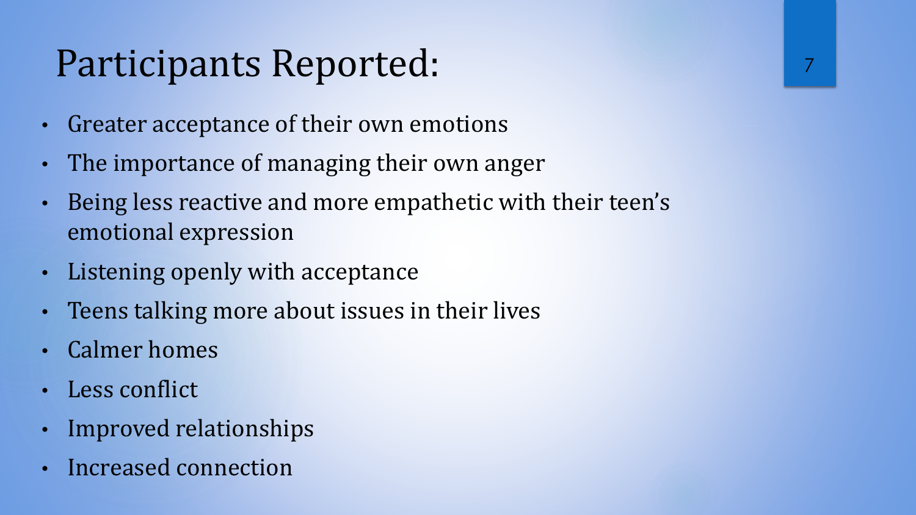# Participants Reported:

- Greater acceptance of their own emotions
- The importance of managing their own anger
- Being less reactive and more empathetic with their teen's emotional expression
- Listening openly with acceptance
- Teens talking more about issues in their lives
- Calmer homes
- Less conflict
- Improved relationships
- Increased connection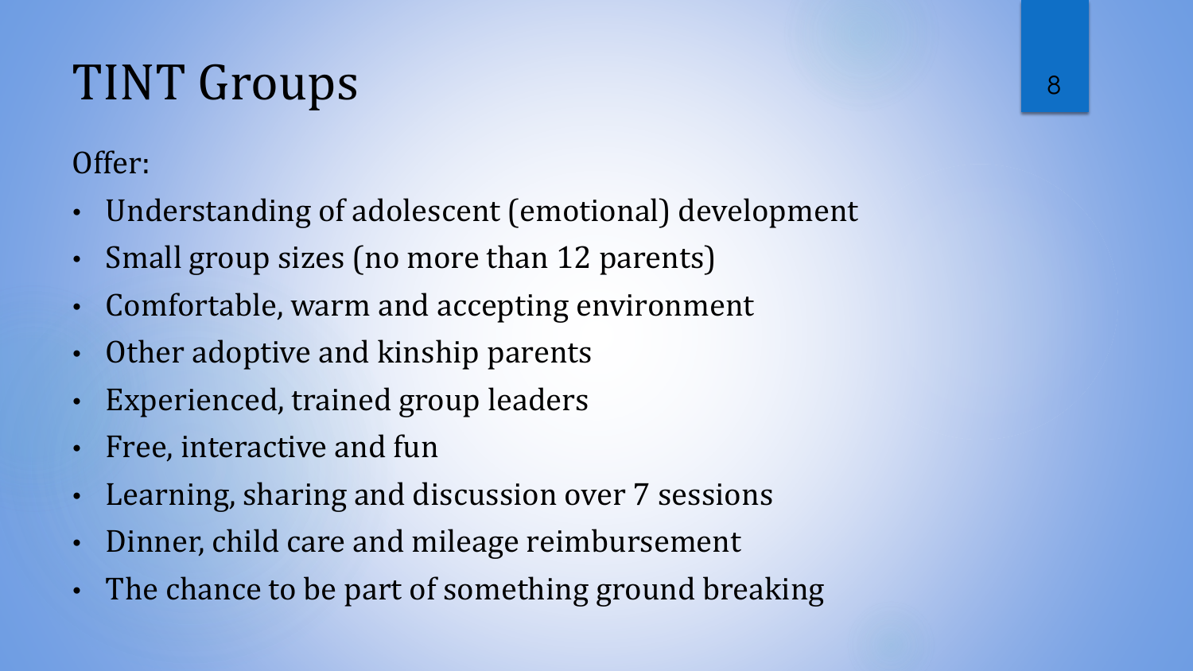# TINT Groups

Offer:

- Understanding of adolescent (emotional) development
- Small group sizes (no more than 12 parents)
- Comfortable, warm and accepting environment
- Other adoptive and kinship parents
- Experienced, trained group leaders
- Free, interactive and fun
- Learning, sharing and discussion over 7 sessions
- Dinner, child care and mileage reimbursement
- The chance to be part of something ground breaking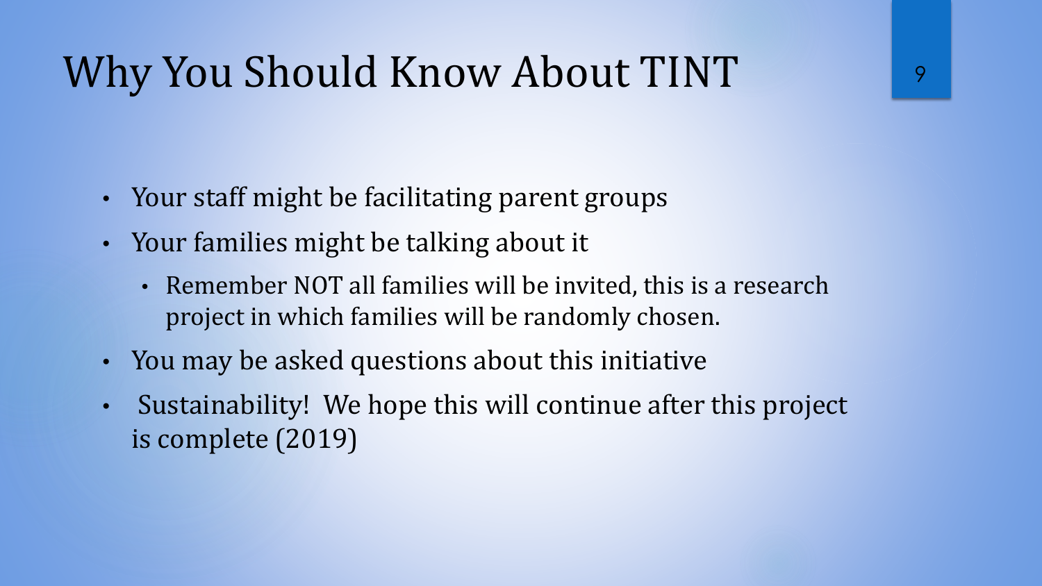# Why You Should Know About TINT

- Your staff might be facilitating parent groups
- Your families might be talking about it
  - Remember NOT all families will be invited, this is a research project in which families will be randomly chosen.
- You may be asked questions about this initiative
- Sustainability! We hope this will continue after this project is complete (2019)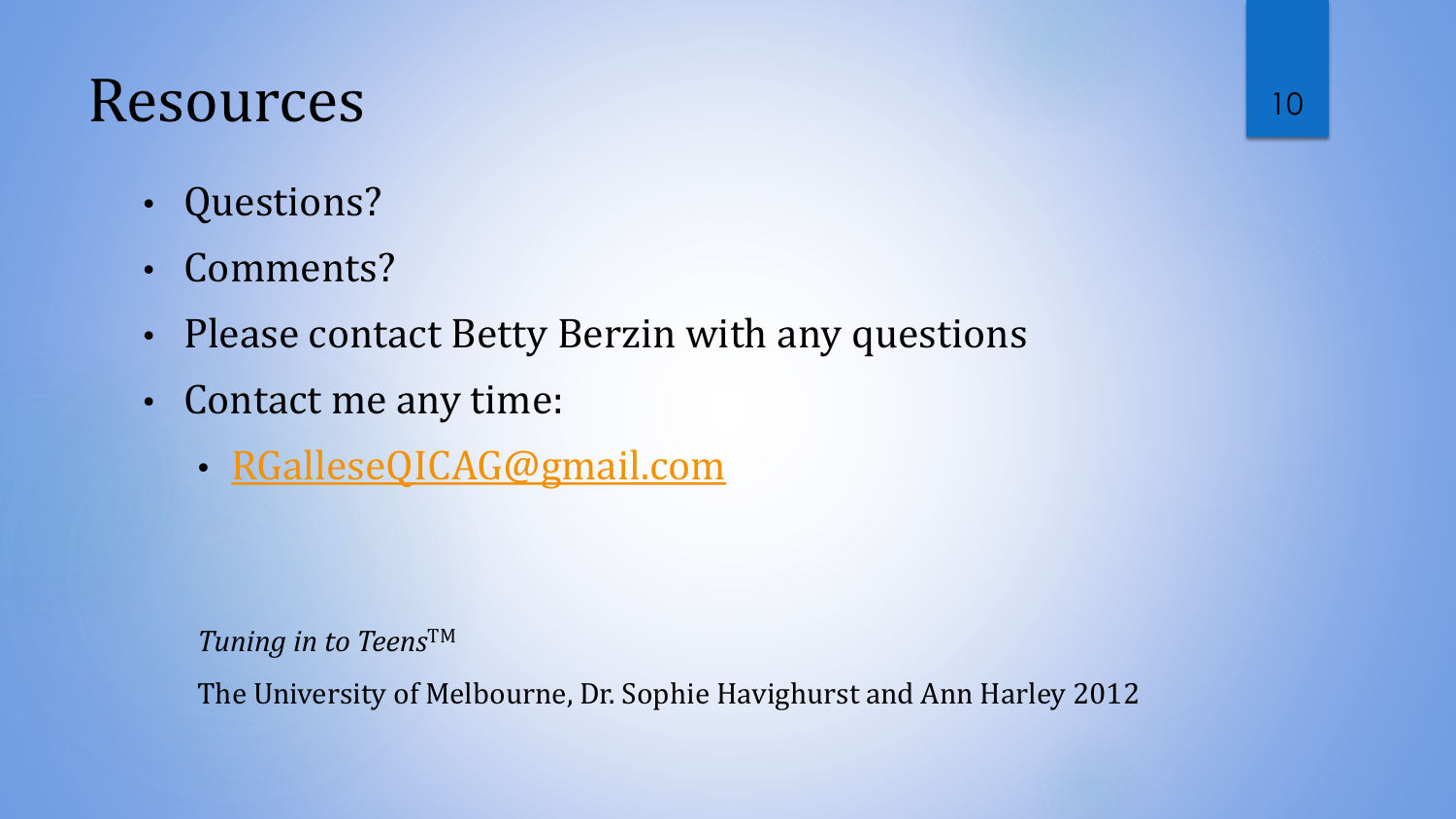# Resources

- Questions?
- Comments?
- Please contact Betty Berzin with any questions
- Contact me any time:
  - [RGalleseQICAG@gmail.com](mailto:RGalleseQICAG@gmail.com)

*Tuning in to Teens*™

The University of Melbourne, Dr. Sophie Havighurst and Ann Harley 2012